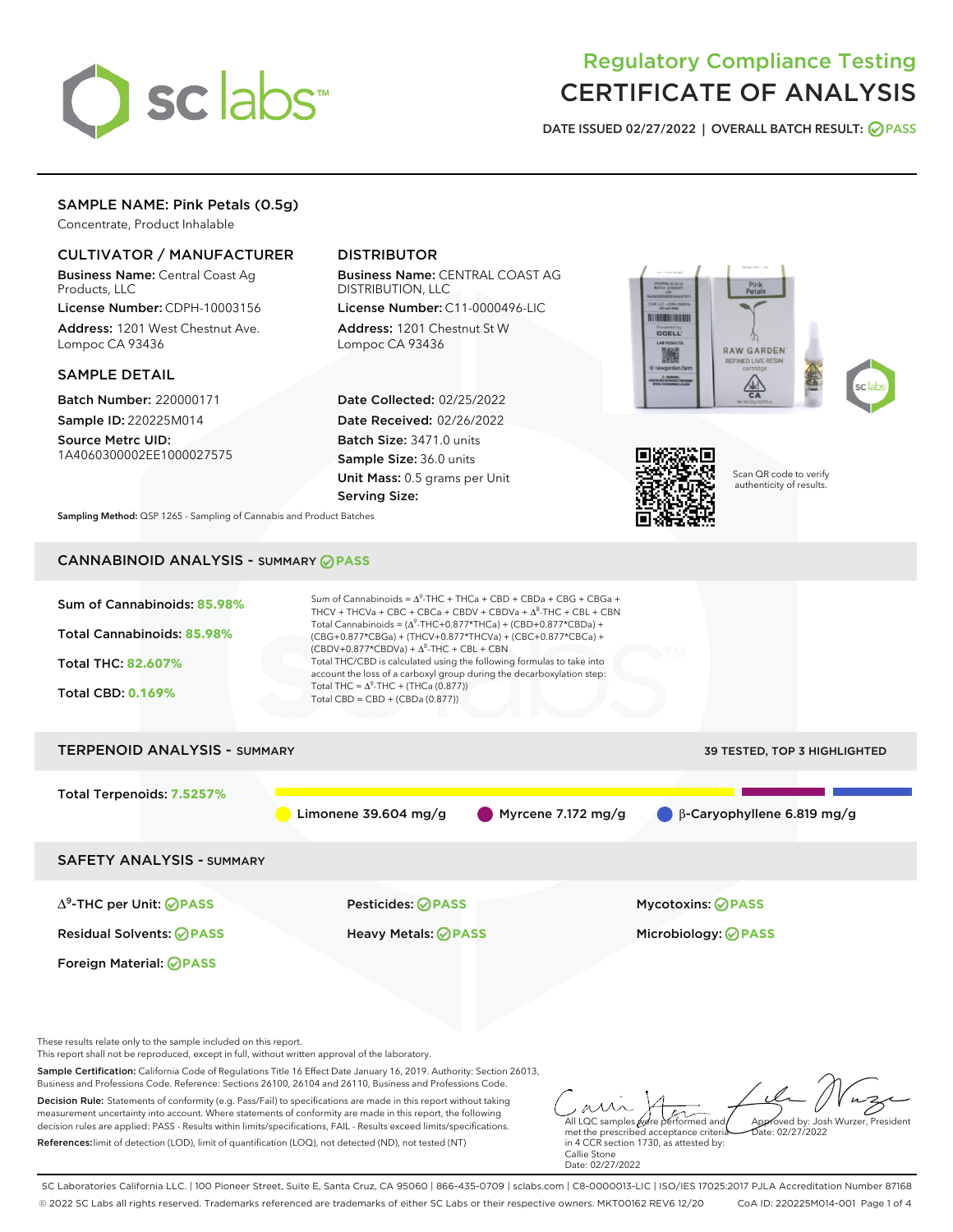# Regulatory Compliance Testing
# CERTIFICATE OF ANALYSIS

**DATE ISSUED 02/27/2022 | OVERALL BATCH RESULT: PASS**

## SAMPLE NAME: Pink Petals (0.5g)

Concentrate, Product Inhalable

### CULTIVATOR / MANUFACTURER

**Business Name:** Central Coast Ag Products, LLC

**License Number:** CDPH-10003156

**Address:** 1201 West Chestnut Ave. Lompoc CA 93436

### DISTRIBUTOR

**Business Name:** CENTRAL COAST AG DISTRIBUTION, LLC

**License Number:** C11-0000496-LIC

**Address:** 1201 Chestnut St W Lompoc CA 93436

### SAMPLE DETAIL

**Batch Number:** 220000171

**Sample ID:** 220225M014

**Source Metrc UID:** 1A4060300002EE1000027575

**Date Collected:** 02/25/2022

**Date Received:** 02/26/2022

**Batch Size:** 3471.0 units

**Sample Size:** 36.0 units

**Unit Mass:** 0.5 grams per Unit

**Serving Size:**

Scan QR code to verify authenticity of results.

**Sampling Method:** QSP 1265 - Sampling of Cannabis and Product Batches

## CANNABINOID ANALYSIS - SUMMARY PASS

**Sum of Cannabinoids:** 85.98%

**Total Cannabinoids:** 85.98%

**Total THC:** 82.607%

**Total CBD:** 0.169%

Sum of Cannabinoids = $\Delta^9$-THC + THCa + CBD + CBDa + CBG + CBGa + THCV + THCVa + CBC + CBCa + CBDV + CBDVa + $\Delta^8$-THC + CBL + CBN

Total Cannabinoids = ($\Delta^9$-THC+0.877\*THCa) + (CBD+0.877\*CBDa) + (CBG+0.877\*CBGa) + (THCV+0.877\*THCVa) + (CBC+0.877\*CBCa) + (CBDV+0.877\*CBDVa) + $\Delta^8$-THC + CBL + CBN

Total THC/CBD is calculated using the following formulas to take into account the loss of a carboxyl group during the decarboxylation step:

Total THC = $\Delta^9$-THC + (THCa (0.877))

Total CBD = CBD + (CBDa (0.877))

## TERPENOID ANALYSIS - SUMMARY

39 TESTED, TOP 3 HIGHLIGHTED

**Total Terpenoids:** 7.5257%

Limonene 39.604 mg/g | Myrcene 7.172 mg/g | β-Caryophyllene 6.819 mg/g

## SAFETY ANALYSIS - SUMMARY

| | | |
|---|---|---|
| $\Delta^9$-THC per Unit: PASS | Pesticides: PASS | Mycotoxins: PASS |
| Residual Solvents: PASS | Heavy Metals: PASS | Microbiology: PASS |
| Foreign Material: PASS | | |

These results relate only to the sample included on this report.
This report shall not be reproduced, except in full, without written approval of the laboratory.

**Sample Certification:** California Code of Regulations Title 16 Effect Date January 16, 2019. Authority: Section 26013, Business and Professions Code. Reference: Sections 26100, 26104 and 26110, Business and Professions Code.

**Decision Rule:** Statements of conformity (e.g. Pass/Fail) to specifications are made in this report without taking measurement uncertainty into account. Where statements of conformity are made in this report, the following decision rules are applied: PASS - Results within limits/specifications, FAIL - Results exceed limits/specifications.

**References:** limit of detection (LOD), limit of quantification (LOQ), not detected (ND), not tested (NT)

All LQC samples were performed and met the prescribed acceptance criteria in 4 CCR section 1730, as attested by: Callie Stone
Date: 02/27/2022

Approved by: Josh Wurzer, President
Date: 02/27/2022

SC Laboratories California LLC. | 100 Pioneer Street, Suite E, Santa Cruz, CA 95060 | 866-435-0709 | sclabs.com | C8-0000013-LIC | ISO/IES 17025:2017 PJLA Accreditation Number 87168
© 2022 SC Labs all rights reserved. Trademarks referenced are trademarks of either SC Labs or their respective owners. MKT00162 REV6 12/20 CoA ID: 220225M014-001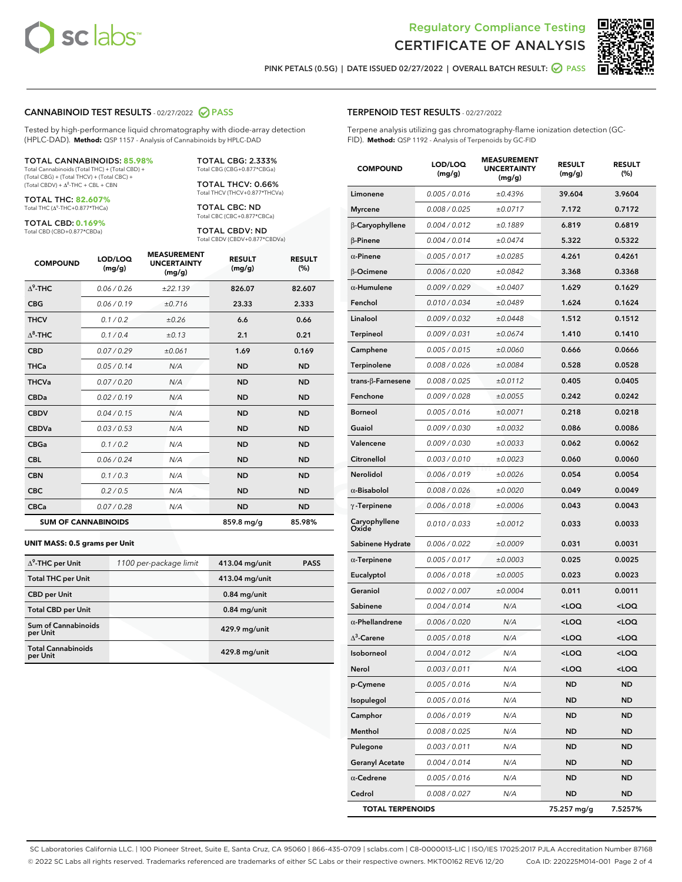# Regulatory Compliance Testing
# CERTIFICATE OF ANALYSIS

PINK PETALS (0.5G) | DATE ISSUED 02/27/2022 | OVERALL BATCH RESULT: PASS

## CANNABINOID TEST RESULTS - 02/27/2022 PASS

Tested by high-performance liquid chromatography with diode-array detection (HPLC-DAD). **Method:** QSP 1157 - Analysis of Cannabinoids by HPLC-DAD

**TOTAL CANNABINOIDS: 85.98%**
Total Cannabinoids (Total THC) + (Total CBD) + (Total CBG) + (Total THCV) + (Total CBC) + (Total CBDV) + $\Delta^8$-THC + CBL + CBN

**TOTAL THC: 82.607%**
Total THC ($\Delta^9$-THC+0.877*THCa)

**TOTAL CBD: 0.169%**
Total CBD (CBD+0.877*CBDa)

**TOTAL CBG: 2.333%**
Total CBG (CBG+0.877*CBGa)

**TOTAL THCV: 0.66%**
Total THCV (THCV+0.877*THCVa)

**TOTAL CBC: ND**
Total CBC (CBC+0.877*CBCa)

**TOTAL CBDV: ND**
Total CBDV (CBDV+0.877*CBDVa)

| COMPOUND | LOD/LOQ (mg/g) | MEASUREMENT UNCERTAINTY (mg/g) | RESULT (mg/g) | RESULT (%) |
|---|---|---|---|---|
| $\Delta^9$-THC | 0.06 / 0.26 | ±22.139 | 826.07 | 82.607 |
| CBG | 0.06 / 0.19 | ±0.716 | 23.33 | 2.333 |
| THCV | 0.1 / 0.2 | ±0.26 | 6.6 | 0.66 |
| $\Delta^8$-THC | 0.1 / 0.4 | ±0.13 | 2.1 | 0.21 |
| CBD | 0.07 / 0.29 | ±0.061 | 1.69 | 0.169 |
| THCa | 0.05 / 0.14 | N/A | ND | ND |
| THCVa | 0.07 / 0.20 | N/A | ND | ND |
| CBDa | 0.02 / 0.19 | N/A | ND | ND |
| CBDV | 0.04 / 0.15 | N/A | ND | ND |
| CBDVa | 0.03 / 0.53 | N/A | ND | ND |
| CBGa | 0.1 / 0.2 | N/A | ND | ND |
| CBL | 0.06 / 0.24 | N/A | ND | ND |
| CBN | 0.1 / 0.3 | N/A | ND | ND |
| CBC | 0.2 / 0.5 | N/A | ND | ND |
| CBCa | 0.07 / 0.28 | N/A | ND | ND |
| **SUM OF CANNABINOIDS** | | | 859.8 mg/g | 85.98% |

**UNIT MASS: 0.5 grams per Unit**

| | | | |
|---|---|---|---|
| $\Delta^9$-THC per Unit | 1100 per-package limit | 413.04 mg/unit | PASS |
| Total THC per Unit | | 413.04 mg/unit | |
| CBD per Unit | | 0.84 mg/unit | |
| Total CBD per Unit | | 0.84 mg/unit | |
| Sum of Cannabinoids per Unit | | 429.9 mg/unit | |
| Total Cannabinoids per Unit | | 429.8 mg/unit | |

## TERPENOID TEST RESULTS - 02/27/2022

Terpene analysis utilizing gas chromatography-flame ionization detection (GC-FID). **Method:** QSP 1192 - Analysis of Terpenoids by GC-FID

| COMPOUND | LOD/LOQ (mg/g) | MEASUREMENT UNCERTAINTY (mg/g) | RESULT (mg/g) | RESULT (%) |
|---|---|---|---|---|
| Limonene | 0.005 / 0.016 | ±0.4396 | 39.604 | 3.9604 |
| Myrcene | 0.008 / 0.025 | ±0.0717 | 7.172 | 0.7172 |
| β-Caryophyllene | 0.004 / 0.012 | ±0.1889 | 6.819 | 0.6819 |
| β-Pinene | 0.004 / 0.014 | ±0.0474 | 5.322 | 0.5322 |
| α-Pinene | 0.005 / 0.017 | ±0.0285 | 4.261 | 0.4261 |
| β-Ocimene | 0.006 / 0.020 | ±0.0842 | 3.368 | 0.3368 |
| α-Humulene | 0.009 / 0.029 | ±0.0407 | 1.629 | 0.1629 |
| Fenchol | 0.010 / 0.034 | ±0.0489 | 1.624 | 0.1624 |
| Linalool | 0.009 / 0.032 | ±0.0448 | 1.512 | 0.1512 |
| Terpineol | 0.009 / 0.031 | ±0.0674 | 1.410 | 0.1410 |
| Camphene | 0.005 / 0.015 | ±0.0060 | 0.666 | 0.0666 |
| Terpinolene | 0.008 / 0.026 | ±0.0084 | 0.528 | 0.0528 |
| trans-β-Farnesene | 0.008 / 0.025 | ±0.0112 | 0.405 | 0.0405 |
| Fenchone | 0.009 / 0.028 | ±0.0055 | 0.242 | 0.0242 |
| Borneol | 0.005 / 0.016 | ±0.0071 | 0.218 | 0.0218 |
| Guaiol | 0.009 / 0.030 | ±0.0032 | 0.086 | 0.0086 |
| Valencene | 0.009 / 0.030 | ±0.0033 | 0.062 | 0.0062 |
| Citronellol | 0.003 / 0.010 | ±0.0023 | 0.060 | 0.0060 |
| Nerolidol | 0.006 / 0.019 | ±0.0026 | 0.054 | 0.0054 |
| α-Bisabolol | 0.008 / 0.026 | ±0.0020 | 0.049 | 0.0049 |
| γ-Terpinene | 0.006 / 0.018 | ±0.0006 | 0.043 | 0.0043 |
| Caryophyllene Oxide | 0.010 / 0.033 | ±0.0012 | 0.033 | 0.0033 |
| Sabinene Hydrate | 0.006 / 0.022 | ±0.0009 | 0.031 | 0.0031 |
| α-Terpinene | 0.005 / 0.017 | ±0.0003 | 0.025 | 0.0025 |
| Eucalyptol | 0.006 / 0.018 | ±0.0005 | 0.023 | 0.0023 |
| Geraniol | 0.002 / 0.007 | ±0.0004 | 0.011 | 0.0011 |
| Sabinene | 0.004 / 0.014 | N/A | <LOQ | <LOQ |
| α-Phellandrene | 0.006 / 0.020 | N/A | <LOQ | <LOQ |
| $\Delta^3$-Carene | 0.005 / 0.018 | N/A | <LOQ | <LOQ |
| Isoborneol | 0.004 / 0.012 | N/A | <LOQ | <LOQ |
| Nerol | 0.003 / 0.011 | N/A | <LOQ | <LOQ |
| p-Cymene | 0.005 / 0.016 | N/A | ND | ND |
| Isopulegol | 0.005 / 0.016 | N/A | ND | ND |
| Camphor | 0.006 / 0.019 | N/A | ND | ND |
| Menthol | 0.008 / 0.025 | N/A | ND | ND |
| Pulegone | 0.003 / 0.011 | N/A | ND | ND |
| Geranyl Acetate | 0.004 / 0.014 | N/A | ND | ND |
| α-Cedrene | 0.005 / 0.016 | N/A | ND | ND |
| Cedrol | 0.008 / 0.027 | N/A | ND | ND |
| **TOTAL TERPENOIDS** | | | 75.257 mg/g | 7.5257% |

SC Laboratories California LLC. | 100 Pioneer Street, Suite E, Santa Cruz, CA 95060 | 866-435-0709 | sclabs.com | C8-0000013-LIC | ISO/IES 17025:2017 PJLA Accreditation Number 87168
© 2022 SC Labs all rights reserved. Trademarks referenced are trademarks of either SC Labs or their respective owners. MKT00162 REV6 12/20 CoA ID: 220225M014-001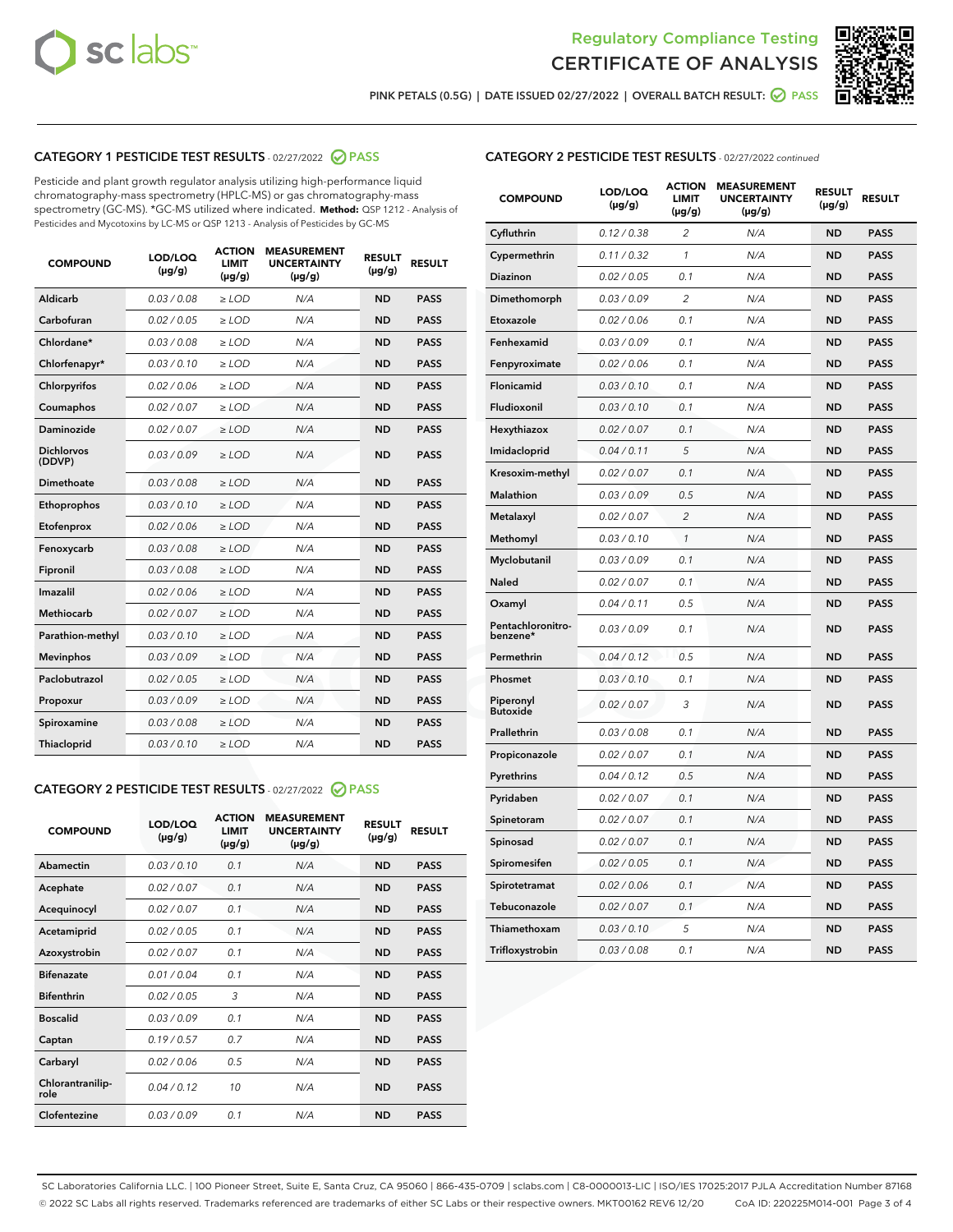Regulatory Compliance Testing

# CERTIFICATE OF ANALYSIS

PINK PETALS (0.5G) | DATE ISSUED 02/27/2022 | OVERALL BATCH RESULT: PASS

## CATEGORY 1 PESTICIDE TEST RESULTS - 02/27/2022 PASS

Pesticide and plant growth regulator analysis utilizing high-performance liquid chromatography-mass spectrometry (HPLC-MS) or gas chromatography-mass spectrometry (GC-MS). *GC-MS utilized where indicated. **Method:** QSP 1212 - Analysis of Pesticides and Mycotoxins by LC-MS or QSP 1213 - Analysis of Pesticides by GC-MS

| COMPOUND | LOD/LOQ (µg/g) | ACTION LIMIT (µg/g) | MEASUREMENT UNCERTAINTY (µg/g) | RESULT (µg/g) | RESULT |
|---|---|---|---|---|---|
| Aldicarb | 0.03 / 0.08 | ≥ LOD | N/A | ND | PASS |
| Carbofuran | 0.02 / 0.05 | ≥ LOD | N/A | ND | PASS |
| Chlordane* | 0.03 / 0.08 | ≥ LOD | N/A | ND | PASS |
| Chlorfenapyr* | 0.03 / 0.10 | ≥ LOD | N/A | ND | PASS |
| Chlorpyrifos | 0.02 / 0.06 | ≥ LOD | N/A | ND | PASS |
| Coumaphos | 0.02 / 0.07 | ≥ LOD | N/A | ND | PASS |
| Daminozide | 0.02 / 0.07 | ≥ LOD | N/A | ND | PASS |
| Dichlorvos (DDVP) | 0.03 / 0.09 | ≥ LOD | N/A | ND | PASS |
| Dimethoate | 0.03 / 0.08 | ≥ LOD | N/A | ND | PASS |
| Ethoprophos | 0.03 / 0.10 | ≥ LOD | N/A | ND | PASS |
| Etofenprox | 0.02 / 0.06 | ≥ LOD | N/A | ND | PASS |
| Fenoxycarb | 0.03 / 0.08 | ≥ LOD | N/A | ND | PASS |
| Fipronil | 0.03 / 0.08 | ≥ LOD | N/A | ND | PASS |
| Imazalil | 0.02 / 0.06 | ≥ LOD | N/A | ND | PASS |
| Methiocarb | 0.02 / 0.07 | ≥ LOD | N/A | ND | PASS |
| Parathion-methyl | 0.03 / 0.10 | ≥ LOD | N/A | ND | PASS |
| Mevinphos | 0.03 / 0.09 | ≥ LOD | N/A | ND | PASS |
| Paclobutrazol | 0.02 / 0.05 | ≥ LOD | N/A | ND | PASS |
| Propoxur | 0.03 / 0.09 | ≥ LOD | N/A | ND | PASS |
| Spiroxamine | 0.03 / 0.08 | ≥ LOD | N/A | ND | PASS |
| Thiacloprid | 0.03 / 0.10 | ≥ LOD | N/A | ND | PASS |

## CATEGORY 2 PESTICIDE TEST RESULTS - 02/27/2022 PASS

| COMPOUND | LOD/LOQ (µg/g) | ACTION LIMIT (µg/g) | MEASUREMENT UNCERTAINTY (µg/g) | RESULT (µg/g) | RESULT |
|---|---|---|---|---|---|
| Abamectin | 0.03 / 0.10 | 0.1 | N/A | ND | PASS |
| Acephate | 0.02 / 0.07 | 0.1 | N/A | ND | PASS |
| Acequinocyl | 0.02 / 0.07 | 0.1 | N/A | ND | PASS |
| Acetamiprid | 0.02 / 0.05 | 0.1 | N/A | ND | PASS |
| Azoxystrobin | 0.02 / 0.07 | 0.1 | N/A | ND | PASS |
| Bifenazate | 0.01 / 0.04 | 0.1 | N/A | ND | PASS |
| Bifenthrin | 0.02 / 0.05 | 3 | N/A | ND | PASS |
| Boscalid | 0.03 / 0.09 | 0.1 | N/A | ND | PASS |
| Captan | 0.19 / 0.57 | 0.7 | N/A | ND | PASS |
| Carbaryl | 0.02 / 0.06 | 0.5 | N/A | ND | PASS |
| Chlorantraniliprole | 0.04 / 0.12 | 10 | N/A | ND | PASS |
| Clofentezine | 0.03 / 0.09 | 0.1 | N/A | ND | PASS |
| Cyfluthrin | 0.12 / 0.38 | 2 | N/A | ND | PASS |
| Cypermethrin | 0.11 / 0.32 | 1 | N/A | ND | PASS |
| Diazinon | 0.02 / 0.05 | 0.1 | N/A | ND | PASS |
| Dimethomorph | 0.03 / 0.09 | 2 | N/A | ND | PASS |
| Etoxazole | 0.02 / 0.06 | 0.1 | N/A | ND | PASS |
| Fenhexamid | 0.03 / 0.09 | 0.1 | N/A | ND | PASS |
| Fenpyroximate | 0.02 / 0.06 | 0.1 | N/A | ND | PASS |
| Flonicamid | 0.03 / 0.10 | 0.1 | N/A | ND | PASS |
| Fludioxonil | 0.03 / 0.10 | 0.1 | N/A | ND | PASS |
| Hexythiazox | 0.02 / 0.07 | 0.1 | N/A | ND | PASS |
| Imidacloprid | 0.04 / 0.11 | 5 | N/A | ND | PASS |
| Kresoxim-methyl | 0.02 / 0.07 | 0.1 | N/A | ND | PASS |
| Malathion | 0.03 / 0.09 | 0.5 | N/A | ND | PASS |
| Metalaxyl | 0.02 / 0.07 | 2 | N/A | ND | PASS |
| Methomyl | 0.03 / 0.10 | 1 | N/A | ND | PASS |
| Myclobutanil | 0.03 / 0.09 | 0.1 | N/A | ND | PASS |
| Naled | 0.02 / 0.07 | 0.1 | N/A | ND | PASS |
| Oxamyl | 0.04 / 0.11 | 0.5 | N/A | ND | PASS |
| Pentachloronitrobenzene* | 0.03 / 0.09 | 0.1 | N/A | ND | PASS |
| Permethrin | 0.04 / 0.12 | 0.5 | N/A | ND | PASS |
| Phosmet | 0.03 / 0.10 | 0.1 | N/A | ND | PASS |
| Piperonyl Butoxide | 0.02 / 0.07 | 3 | N/A | ND | PASS |
| Prallethrin | 0.03 / 0.08 | 0.1 | N/A | ND | PASS |
| Propiconazole | 0.02 / 0.07 | 0.1 | N/A | ND | PASS |
| Pyrethrins | 0.04 / 0.12 | 0.5 | N/A | ND | PASS |
| Pyridaben | 0.02 / 0.07 | 0.1 | N/A | ND | PASS |
| Spinetoram | 0.02 / 0.07 | 0.1 | N/A | ND | PASS |
| Spinosad | 0.02 / 0.07 | 0.1 | N/A | ND | PASS |
| Spiromesifen | 0.02 / 0.05 | 0.1 | N/A | ND | PASS |
| Spirotetramat | 0.02 / 0.06 | 0.1 | N/A | ND | PASS |
| Tebuconazole | 0.02 / 0.07 | 0.1 | N/A | ND | PASS |
| Thiamethoxam | 0.03 / 0.10 | 5 | N/A | ND | PASS |
| Trifloxystrobin | 0.03 / 0.08 | 0.1 | N/A | ND | PASS |

SC Laboratories California LLC. | 100 Pioneer Street, Suite E, Santa Cruz, CA 95060 | 866-435-0709 | sclabs.com | C8-0000013-LIC | ISO/IES 17025:2017 PJLA Accreditation Number 87168
© 2022 SC Labs all rights reserved. Trademarks referenced are trademarks of either SC Labs or their respective owners. MKT00162 REV6 12/20 CoA ID: 220225M014-001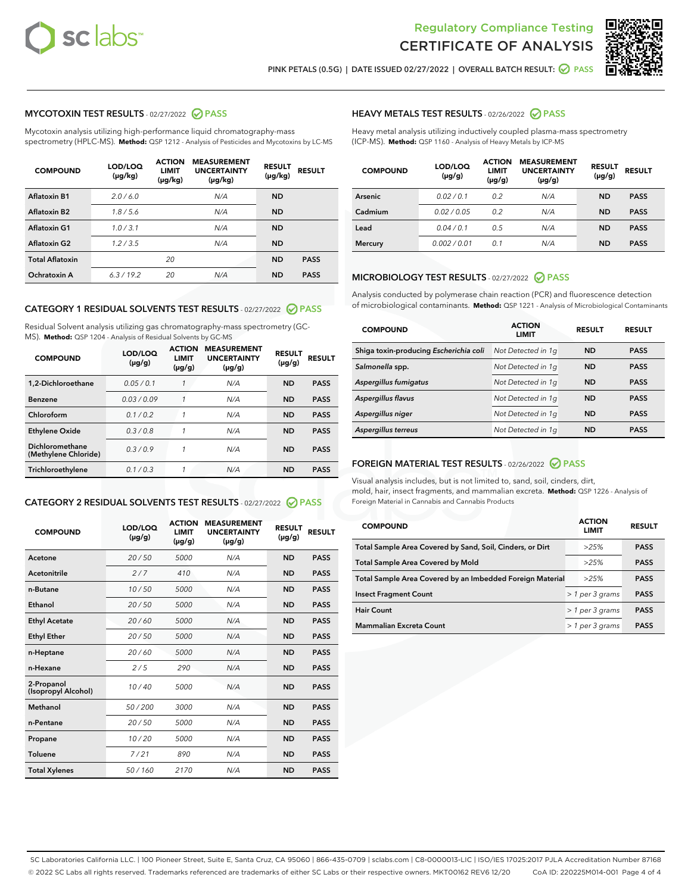Regulatory Compliance Testing
CERTIFICATE OF ANALYSIS

PINK PETALS (0.5G) | DATE ISSUED 02/27/2022 | OVERALL BATCH RESULT: PASS

## MYCOTOXIN TEST RESULTS - 02/27/2022 PASS

Mycotoxin analysis utilizing high-performance liquid chromatography-mass spectrometry (HPLC-MS). **Method:** QSP 1212 - Analysis of Pesticides and Mycotoxins by LC-MS

| COMPOUND | LOD/LOQ (µg/kg) | ACTION LIMIT (µg/kg) | MEASUREMENT UNCERTAINTY (µg/kg) | RESULT (µg/kg) | RESULT |
|---|---|---|---|---|---|
| Aflatoxin B1 | 2.0 / 6.0 | | N/A | ND | |
| Aflatoxin B2 | 1.8 / 5.6 | | N/A | ND | |
| Aflatoxin G1 | 1.0 / 3.1 | | N/A | ND | |
| Aflatoxin G2 | 1.2 / 3.5 | | N/A | ND | |
| Total Aflatoxin | | 20 | | ND | PASS |
| Ochratoxin A | 6.3 / 19.2 | 20 | N/A | ND | PASS |

## CATEGORY 1 RESIDUAL SOLVENTS TEST RESULTS - 02/27/2022 PASS

Residual Solvent analysis utilizing gas chromatography-mass spectrometry (GC-MS). **Method:** QSP 1204 - Analysis of Residual Solvents by GC-MS

| COMPOUND | LOD/LOQ (µg/g) | ACTION LIMIT (µg/g) | MEASUREMENT UNCERTAINTY (µg/g) | RESULT (µg/g) | RESULT |
|---|---|---|---|---|---|
| 1,2-Dichloroethane | 0.05 / 0.1 | 1 | N/A | ND | PASS |
| Benzene | 0.03 / 0.09 | 1 | N/A | ND | PASS |
| Chloroform | 0.1 / 0.2 | 1 | N/A | ND | PASS |
| Ethylene Oxide | 0.3 / 0.8 | 1 | N/A | ND | PASS |
| Dichloromethane (Methylene Chloride) | 0.3 / 0.9 | 1 | N/A | ND | PASS |
| Trichloroethylene | 0.1 / 0.3 | 1 | N/A | ND | PASS |

## CATEGORY 2 RESIDUAL SOLVENTS TEST RESULTS - 02/27/2022 PASS

| COMPOUND | LOD/LOQ (µg/g) | ACTION LIMIT (µg/g) | MEASUREMENT UNCERTAINTY (µg/g) | RESULT (µg/g) | RESULT |
|---|---|---|---|---|---|
| Acetone | 20 / 50 | 5000 | N/A | ND | PASS |
| Acetonitrile | 2 / 7 | 410 | N/A | ND | PASS |
| n-Butane | 10 / 50 | 5000 | N/A | ND | PASS |
| Ethanol | 20 / 50 | 5000 | N/A | ND | PASS |
| Ethyl Acetate | 20 / 60 | 5000 | N/A | ND | PASS |
| Ethyl Ether | 20 / 50 | 5000 | N/A | ND | PASS |
| n-Heptane | 20 / 60 | 5000 | N/A | ND | PASS |
| n-Hexane | 2 / 5 | 290 | N/A | ND | PASS |
| 2-Propanol (Isopropyl Alcohol) | 10 / 40 | 5000 | N/A | ND | PASS |
| Methanol | 50 / 200 | 3000 | N/A | ND | PASS |
| n-Pentane | 20 / 50 | 5000 | N/A | ND | PASS |
| Propane | 10 / 20 | 5000 | N/A | ND | PASS |
| Toluene | 7 / 21 | 890 | N/A | ND | PASS |
| Total Xylenes | 50 / 160 | 2170 | N/A | ND | PASS |

## HEAVY METALS TEST RESULTS - 02/26/2022 PASS

Heavy metal analysis utilizing inductively coupled plasma-mass spectrometry (ICP-MS). **Method:** QSP 1160 - Analysis of Heavy Metals by ICP-MS

| COMPOUND | LOD/LOQ (µg/g) | ACTION LIMIT (µg/g) | MEASUREMENT UNCERTAINTY (µg/g) | RESULT (µg/g) | RESULT |
|---|---|---|---|---|---|
| Arsenic | 0.02 / 0.1 | 0.2 | N/A | ND | PASS |
| Cadmium | 0.02 / 0.05 | 0.2 | N/A | ND | PASS |
| Lead | 0.04 / 0.1 | 0.5 | N/A | ND | PASS |
| Mercury | 0.002 / 0.01 | 0.1 | N/A | ND | PASS |

## MICROBIOLOGY TEST RESULTS - 02/27/2022 PASS

Analysis conducted by polymerase chain reaction (PCR) and fluorescence detection of microbiological contaminants. **Method:** QSP 1221 - Analysis of Microbiological Contaminants

| COMPOUND | ACTION LIMIT | RESULT | RESULT |
|---|---|---|---|
| Shiga toxin-producing *Escherichia coli* | Not Detected in 1g | ND | PASS |
| *Salmonella* spp. | Not Detected in 1g | ND | PASS |
| *Aspergillus fumigatus* | Not Detected in 1g | ND | PASS |
| *Aspergillus flavus* | Not Detected in 1g | ND | PASS |
| *Aspergillus niger* | Not Detected in 1g | ND | PASS |
| *Aspergillus terreus* | Not Detected in 1g | ND | PASS |

## FOREIGN MATERIAL TEST RESULTS - 02/26/2022 PASS

Visual analysis includes, but is not limited to, sand, soil, cinders, dirt, mold, hair, insect fragments, and mammalian excreta. **Method:** QSP 1226 - Analysis of Foreign Material in Cannabis and Cannabis Products

| COMPOUND | ACTION LIMIT | RESULT |
|---|---|---|
| Total Sample Area Covered by Sand, Soil, Cinders, or Dirt | >25% | PASS |
| Total Sample Area Covered by Mold | >25% | PASS |
| Total Sample Area Covered by an Imbedded Foreign Material | >25% | PASS |
| Insect Fragment Count | > 1 per 3 grams | PASS |
| Hair Count | > 1 per 3 grams | PASS |
| Mammalian Excreta Count | > 1 per 3 grams | PASS |

SC Laboratories California LLC. | 100 Pioneer Street, Suite E, Santa Cruz, CA 95060 | 866-435-0709 | sclabs.com | C8-0000013-LIC | ISO/IES 17025:2017 PJLA Accreditation Number 87168
© 2022 SC Labs all rights reserved. Trademarks referenced are trademarks of either SC Labs or their respective owners. MKT00162 REV6 12/20 CoA ID: 220225M014-001